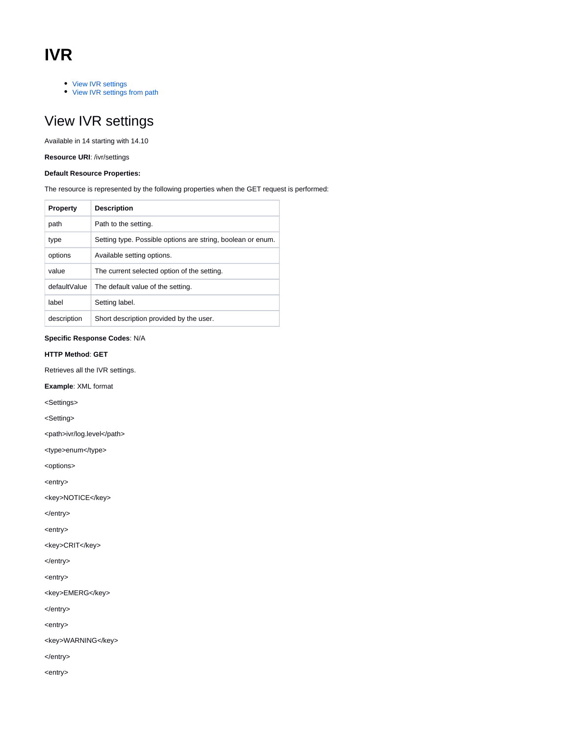# IVR

- View IVR settings
- View IVR settings from path

## View IVR settings

Available in 14 starting with 14.10

**Resource URI**: /ivr/settings

**Default Resource Properties:**

The resource is represented by the following properties when the GET request is performed:

| Property | Description |
| --- | --- |
| path | Path to the setting. |
| type | Setting type. Possible options are string, boolean or enum. |
| options | Available setting options. |
| value | The current selected option of the setting. |
| defaultValue | The default value of the setting. |
| label | Setting label. |
| description | Short description provided by the user. |

**Specific Response Codes**: N/A

**HTTP Method**: **GET**

Retrieves all the IVR settings.

**Example**: XML format

```
<Settings>
<Setting>
<path>ivr/log.level</path>
<type>enum</type>
<options>
<entry>
<key>NOTICE</key>
</entry>
<entry>
<key>CRIT</key>
</entry>
<entry>
<key>EMERG</key>
</entry>
<entry>
<key>WARNING</key>
</entry>
<entry>
```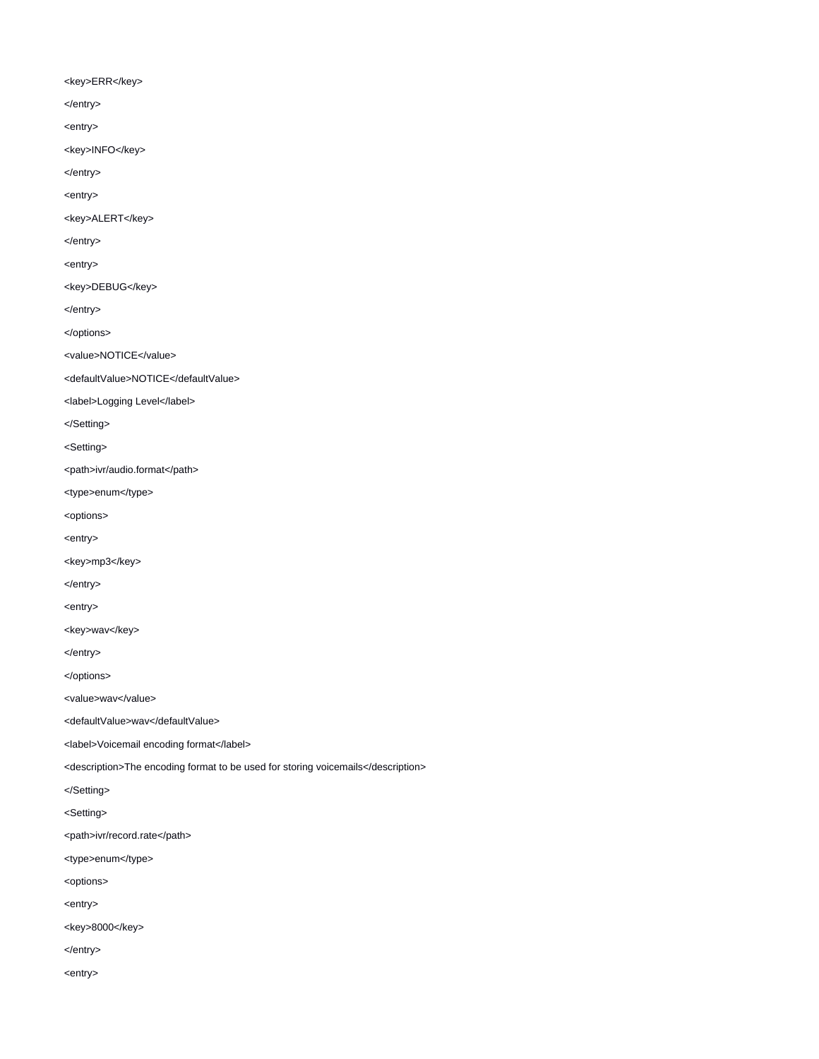```
<key>ERR</key>
</entry>
<entry>
<key>INFO</key>
</entry>
<entry>
<key>ALERT</key>
</entry>
<entry>
<key>DEBUG</key>
</entry>
</options>
<value>NOTICE</value>
<defaultValue>NOTICE</defaultValue>
<label>Logging Level</label>
</Setting>
<Setting>
<path>ivr/audio.format</path>
<type>enum</type>
<options>
<entry>
<key>mp3</key>
</entry>
<entry>
<key>wav</key>
</entry>
</options>
<value>wav</value>
<defaultValue>wav</defaultValue>
<label>Voicemail encoding format</label>
<description>The encoding format to be used for storing voicemails</description>
</Setting>
<Setting>
<path>ivr/record.rate</path>
<type>enum</type>
<options>
<entry>
<key>8000</key>
</entry>
<entry>
```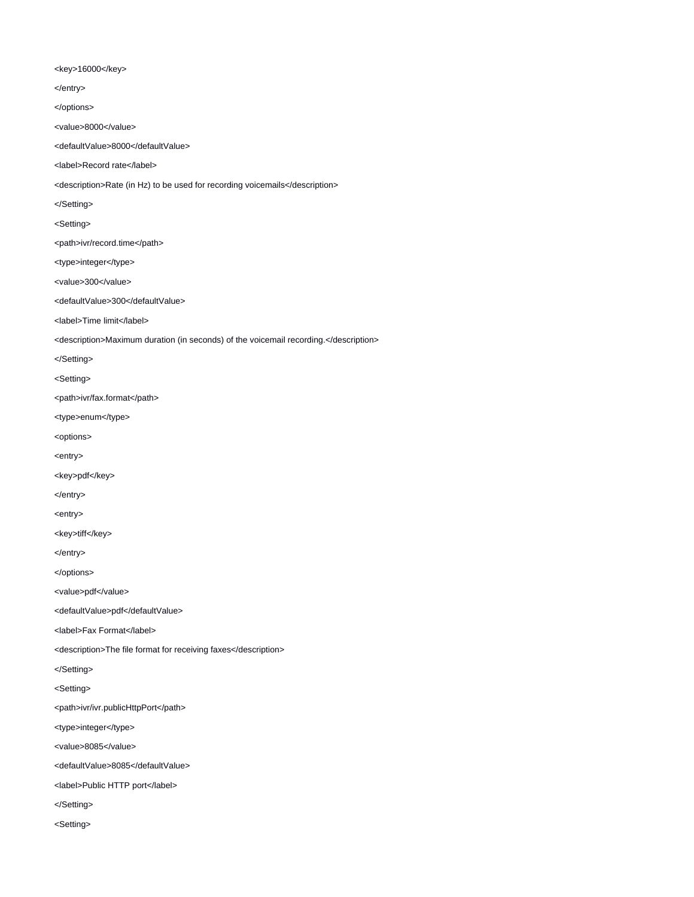```
<key>16000</key>
</entry>
</options>
<value>8000</value>
<defaultValue>8000</defaultValue>
<label>Record rate</label>
<description>Rate (in Hz) to be used for recording voicemails</description>
</Setting>
<Setting>
<path>ivr/record.time</path>
<type>integer</type>
<value>300</value>
<defaultValue>300</defaultValue>
<label>Time limit</label>
<description>Maximum duration (in seconds) of the voicemail recording.</description>
</Setting>
<Setting>
<path>ivr/fax.format</path>
<type>enum</type>
<options>
<entry>
<key>pdf</key>
</entry>
<entry>
<key>tiff</key>
</entry>
</options>
<value>pdf</value>
<defaultValue>pdf</defaultValue>
<label>Fax Format</label>
<description>The file format for receiving faxes</description>
</Setting>
<Setting>
<path>ivr/ivr.publicHttpPort</path>
<type>integer</type>
<value>8085</value>
<defaultValue>8085</defaultValue>
<label>Public HTTP port</label>
</Setting>
<Setting>
```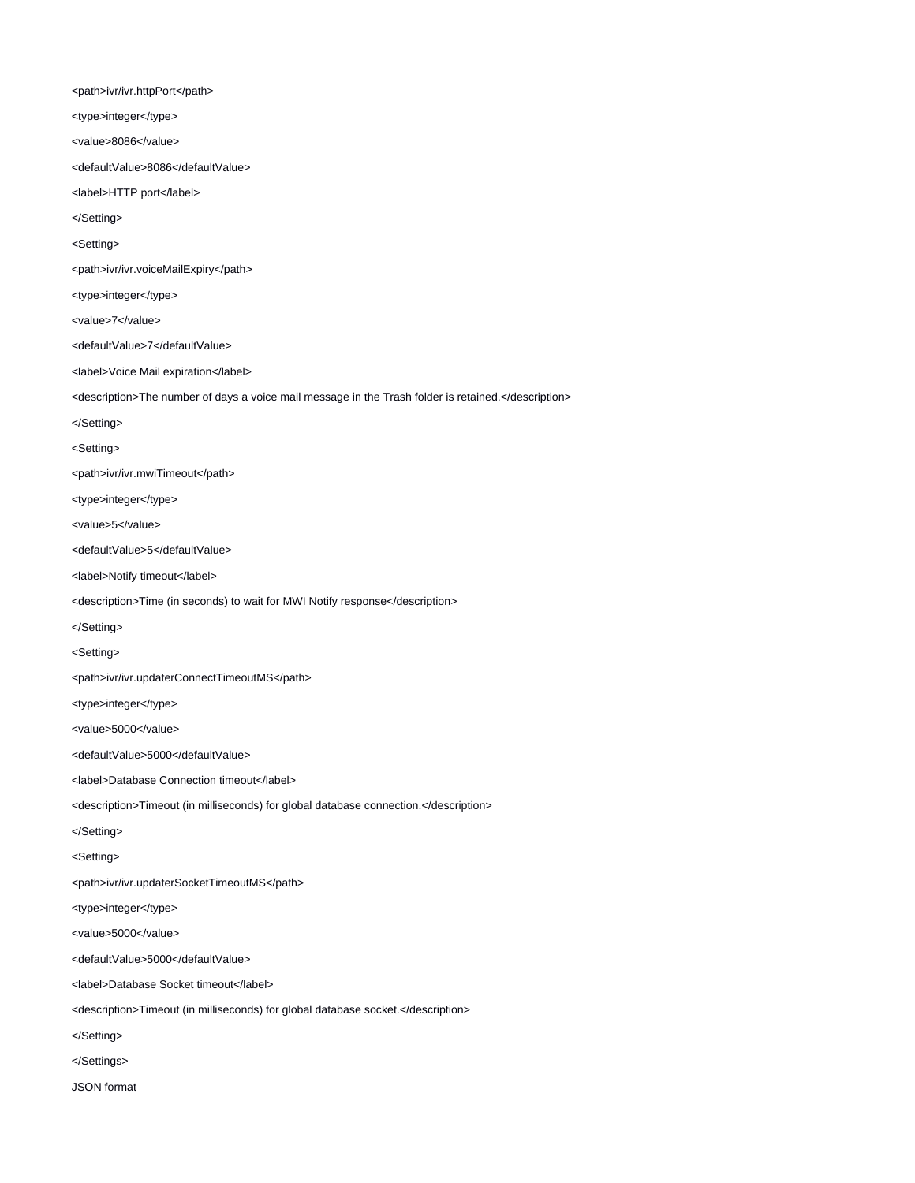```
<path>ivr/ivr.httpPort</path>

<type>integer</type>

<value>8086</value>

<defaultValue>8086</defaultValue>

<label>HTTP port</label>

</Setting>

<Setting>

<path>ivr/ivr.voiceMailExpiry</path>

<type>integer</type>

<value>7</value>

<defaultValue>7</defaultValue>

<label>Voice Mail expiration</label>

<description>The number of days a voice mail message in the Trash folder is retained.</description>

</Setting>

<Setting>

<path>ivr/ivr.mwiTimeout</path>

<type>integer</type>

<value>5</value>

<defaultValue>5</defaultValue>

<label>Notify timeout</label>

<description>Time (in seconds) to wait for MWI Notify response</description>

</Setting>

<Setting>

<path>ivr/ivr.updaterConnectTimeoutMS</path>

<type>integer</type>

<value>5000</value>

<defaultValue>5000</defaultValue>

<label>Database Connection timeout</label>

<description>Timeout (in milliseconds) for global database connection.</description>

</Setting>

<Setting>

<path>ivr/ivr.updaterSocketTimeoutMS</path>

<type>integer</type>

<value>5000</value>

<defaultValue>5000</defaultValue>

<label>Database Socket timeout</label>

<description>Timeout (in milliseconds) for global database socket.</description>

</Setting>

</Settings>
```

JSON format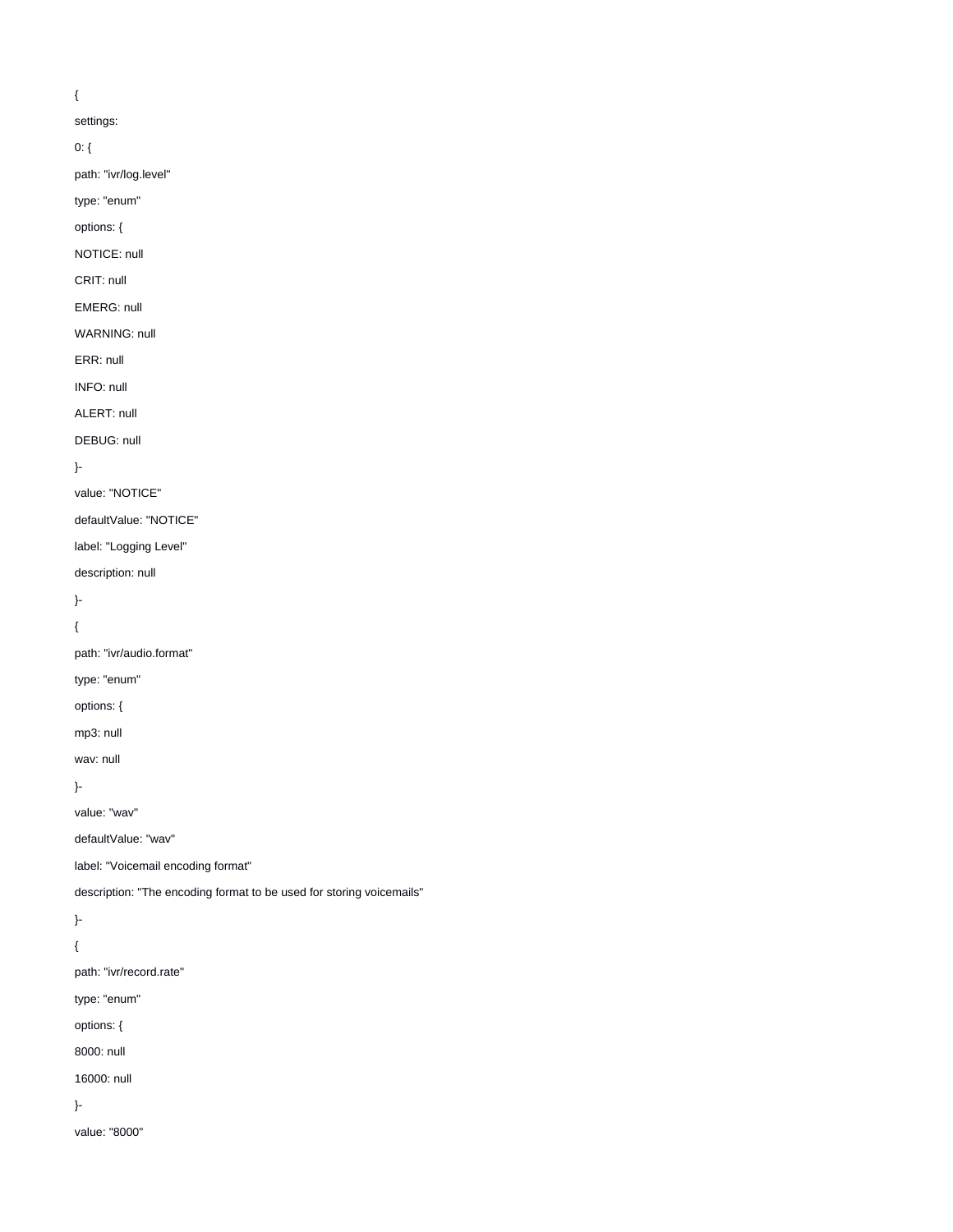```
{
settings:
0: {
path: "ivr/log.level"
type: "enum"
options: {
NOTICE: null
CRIT: null
EMERG: null
WARNING: null
ERR: null
INFO: null
ALERT: null
DEBUG: null
}-
value: "NOTICE"
defaultValue: "NOTICE"
label: "Logging Level"
description: null
}-
{
path: "ivr/audio.format"
type: "enum"
options: {
mp3: null
wav: null
}-
value: "wav"
defaultValue: "wav"
label: "Voicemail encoding format"
description: "The encoding format to be used for storing voicemails"
}-
{
path: "ivr/record.rate"
type: "enum"
options: {
8000: null
16000: null
}-
value: "8000"
```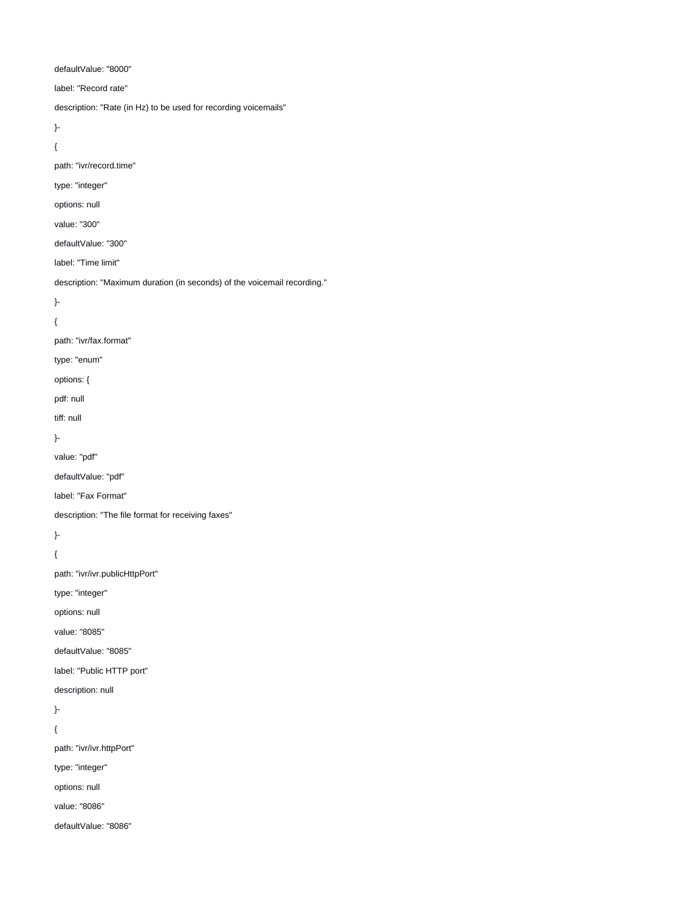defaultValue: "8000"

label: "Record rate"

description: "Rate (in Hz) to be used for recording voicemails"

}-

{

path: "ivr/record.time"

type: "integer"

options: null

value: "300"

defaultValue: "300"

label: "Time limit"

description: "Maximum duration (in seconds) of the voicemail recording."

}-

{

path: "ivr/fax.format"

type: "enum"

options: {

pdf: null

tiff: null

}-

value: "pdf"

defaultValue: "pdf"

label: "Fax Format"

description: "The file format for receiving faxes"

}-

{

path: "ivr/ivr.publicHttpPort"

type: "integer"

options: null

value: "8085"

defaultValue: "8085"

label: "Public HTTP port"

description: null

}-

{

path: "ivr/ivr.httpPort"

type: "integer"

options: null

value: "8086"

defaultValue: "8086"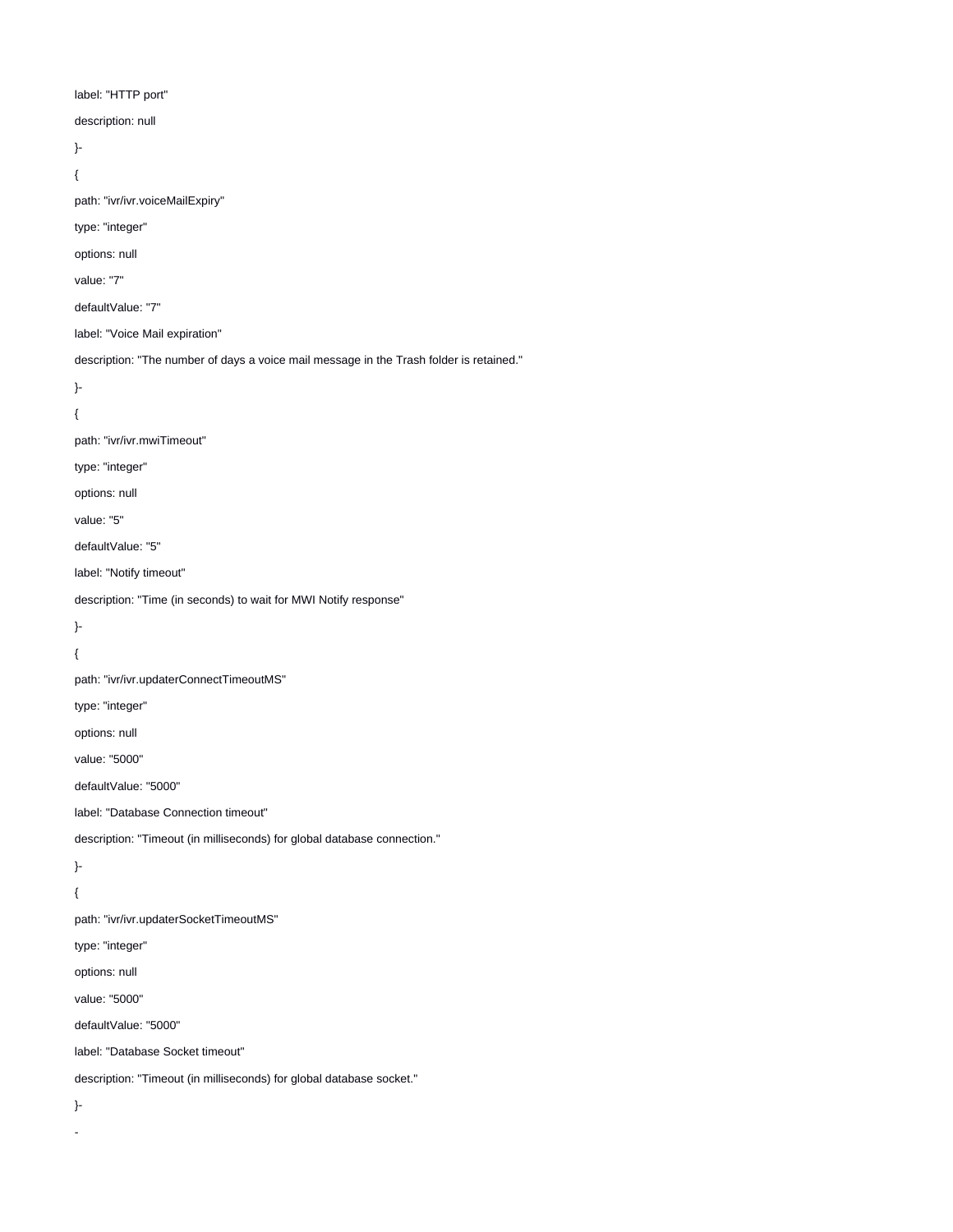label: "HTTP port"

description: null

}-

{

path: "ivr/ivr.voiceMailExpiry"

type: "integer"

options: null

value: "7"

defaultValue: "7"

label: "Voice Mail expiration"

description: "The number of days a voice mail message in the Trash folder is retained."

}-

{

path: "ivr/ivr.mwiTimeout"

type: "integer"

options: null

value: "5"

defaultValue: "5"

label: "Notify timeout"

description: "Time (in seconds) to wait for MWI Notify response"

}-

{

path: "ivr/ivr.updaterConnectTimeoutMS"

type: "integer"

options: null

value: "5000"

defaultValue: "5000"

label: "Database Connection timeout"

description: "Timeout (in milliseconds) for global database connection."

}-

{

path: "ivr/ivr.updaterSocketTimeoutMS"

type: "integer"

options: null

value: "5000"

defaultValue: "5000"

label: "Database Socket timeout"

description: "Timeout (in milliseconds) for global database socket."

}-

-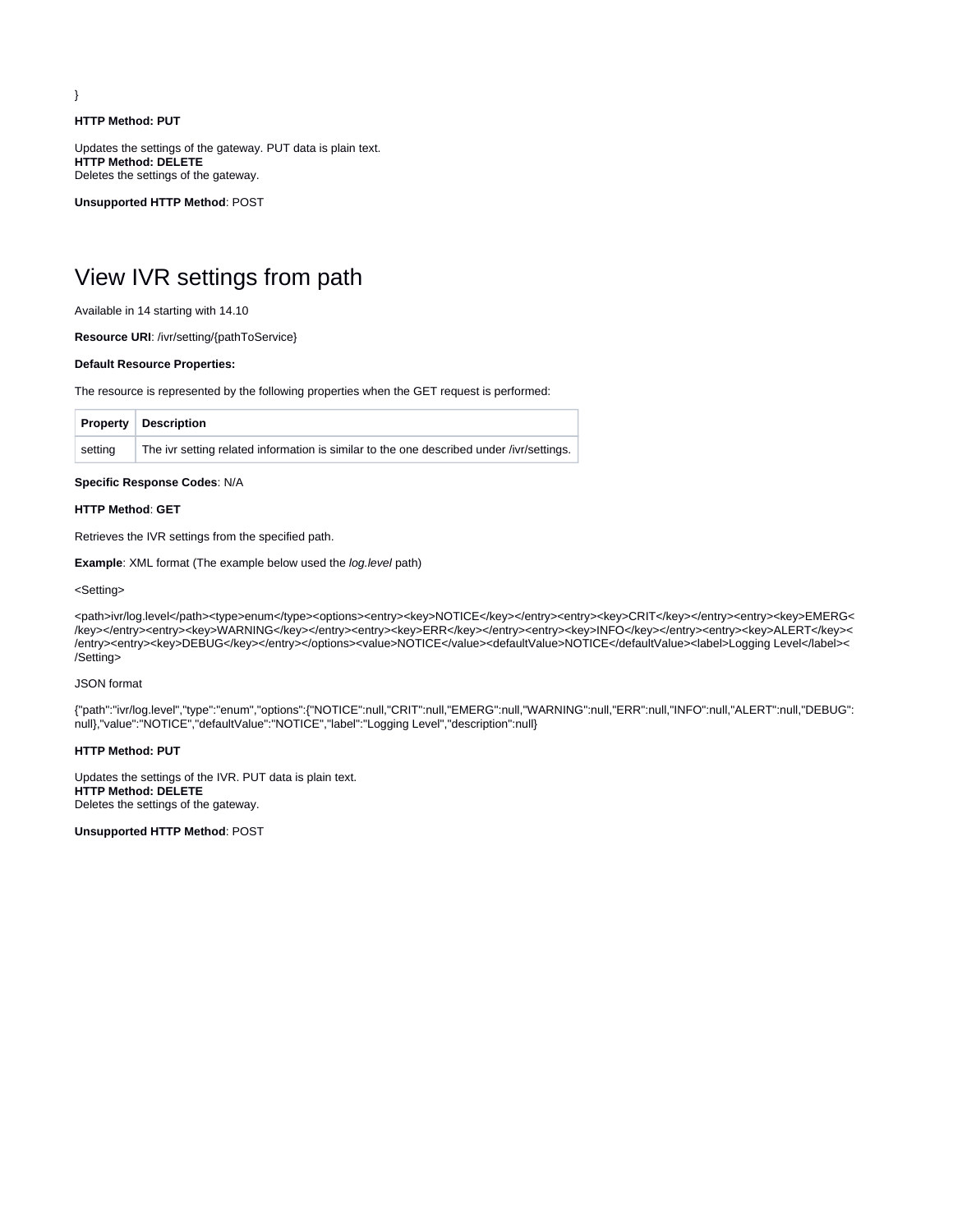}

**HTTP Method: PUT**

Updates the settings of the gateway. PUT data is plain text.
**HTTP Method: DELETE**
Deletes the settings of the gateway.

**Unsupported HTTP Method**: POST

# View IVR settings from path

Available in 14 starting with 14.10

**Resource URI**: /ivr/setting/{pathToService}

**Default Resource Properties:**

The resource is represented by the following properties when the GET request is performed:

| Property | Description |
|---|---|
| setting | The ivr setting related information is similar to the one described under /ivr/settings. |

**Specific Response Codes**: N/A

**HTTP Method**: **GET**

Retrieves the IVR settings from the specified path.

**Example**: XML format (The example below used the *log.level* path)

<Setting>

<path>ivr/log.level</path><type>enum</type><options><entry><key>NOTICE</key></entry><entry><key>CRIT</key></entry><entry><key>EMERG</key></entry><entry><key>WARNING</key></entry><entry><key>ERR</key></entry><entry><key>INFO</key></entry><entry><key>ALERT</key></entry><entry><key>DEBUG</key></entry></options><value>NOTICE</value><defaultValue>NOTICE</defaultValue><label>Logging Level</label></Setting>

JSON format

{"path":"ivr/log.level","type":"enum","options":{"NOTICE":null,"CRIT":null,"EMERG":null,"WARNING":null,"ERR":null,"INFO":null,"ALERT":null,"DEBUG":null},"value":"NOTICE","defaultValue":"NOTICE","label":"Logging Level","description":null}

**HTTP Method: PUT**

Updates the settings of the IVR. PUT data is plain text.
**HTTP Method: DELETE**
Deletes the settings of the gateway.

**Unsupported HTTP Method**: POST